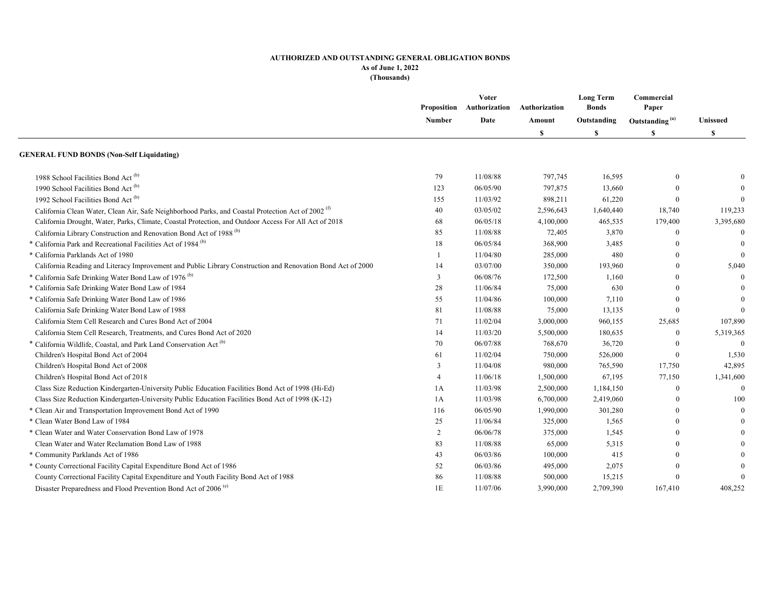**AUTHORIZED AND OUTSTANDING GENERAL OBLIGATION BONDS**
**As of June 1, 2022**
**(Thousands)**

| | Proposition Number | Voter Authorization Date | Authorization Amount $ | Long Term Bonds Outstanding $ | Commercial Paper Outstanding [(a)] $ | Unissued $ |
|---|---|---|---|---|---|---|
| **GENERAL FUND BONDS (Non-Self Liquidating)** | | | | | | |
| 1988 School Facilities Bond Act [(b)] | 79 | 11/08/88 | 797,745 | 16,595 | 0 | 0 |
| 1990 School Facilities Bond Act [(b)] | 123 | 06/05/90 | 797,875 | 13,660 | 0 | 0 |
| 1992 School Facilities Bond Act [(b)] | 155 | 11/03/92 | 898,211 | 61,220 | 0 | 0 |
| California Clean Water, Clean Air, Safe Neighborhood Parks, and Coastal Protection Act of 2002 [(f)] | 40 | 03/05/02 | 2,596,643 | 1,640,440 | 18,740 | 119,233 |
| California Drought, Water, Parks, Climate, Coastal Protection, and Outdoor Access For All Act of 2018 | 68 | 06/05/18 | 4,100,000 | 465,535 | 179,400 | 3,395,680 |
| California Library Construction and Renovation Bond Act of 1988 [(b)] | 85 | 11/08/88 | 72,405 | 3,870 | 0 | 0 |
| * California Park and Recreational Facilities Act of 1984 [(b)] | 18 | 06/05/84 | 368,900 | 3,485 | 0 | 0 |
| * California Parklands Act of 1980 | 1 | 11/04/80 | 285,000 | 480 | 0 | 0 |
| California Reading and Literacy Improvement and Public Library Construction and Renovation Bond Act of 2000 | 14 | 03/07/00 | 350,000 | 193,960 | 0 | 5,040 |
| * California Safe Drinking Water Bond Law of 1976 [(b)] | 3 | 06/08/76 | 172,500 | 1,160 | 0 | 0 |
| * California Safe Drinking Water Bond Law of 1984 | 28 | 11/06/84 | 75,000 | 630 | 0 | 0 |
| * California Safe Drinking Water Bond Law of 1986 | 55 | 11/04/86 | 100,000 | 7,110 | 0 | 0 |
| California Safe Drinking Water Bond Law of 1988 | 81 | 11/08/88 | 75,000 | 13,135 | 0 | 0 |
| California Stem Cell Research and Cures Bond Act of 2004 | 71 | 11/02/04 | 3,000,000 | 960,155 | 25,685 | 107,890 |
| California Stem Cell Research, Treatments, and Cures Bond Act of 2020 | 14 | 11/03/20 | 5,500,000 | 180,635 | 0 | 5,319,365 |
| * California Wildlife, Coastal, and Park Land Conservation Act [(b)] | 70 | 06/07/88 | 768,670 | 36,720 | 0 | 0 |
| Children's Hospital Bond Act of 2004 | 61 | 11/02/04 | 750,000 | 526,000 | 0 | 1,530 |
| Children's Hospital Bond Act of 2008 | 3 | 11/04/08 | 980,000 | 765,590 | 17,750 | 42,895 |
| Children's Hospital Bond Act of 2018 | 4 | 11/06/18 | 1,500,000 | 67,195 | 77,150 | 1,341,600 |
| Class Size Reduction Kindergarten-University Public Education Facilities Bond Act of 1998 (Hi-Ed) | 1A | 11/03/98 | 2,500,000 | 1,184,150 | 0 | 0 |
| Class Size Reduction Kindergarten-University Public Education Facilities Bond Act of 1998 (K-12) | 1A | 11/03/98 | 6,700,000 | 2,419,060 | 0 | 100 |
| * Clean Air and Transportation Improvement Bond Act of 1990 | 116 | 06/05/90 | 1,990,000 | 301,280 | 0 | 0 |
| * Clean Water Bond Law of 1984 | 25 | 11/06/84 | 325,000 | 1,565 | 0 | 0 |
| * Clean Water and Water Conservation Bond Law of 1978 | 2 | 06/06/78 | 375,000 | 1,545 | 0 | 0 |
| Clean Water and Water Reclamation Bond Law of 1988 | 83 | 11/08/88 | 65,000 | 5,315 | 0 | 0 |
| * Community Parklands Act of 1986 | 43 | 06/03/86 | 100,000 | 415 | 0 | 0 |
| * County Correctional Facility Capital Expenditure Bond Act of 1986 | 52 | 06/03/86 | 495,000 | 2,075 | 0 | 0 |
| County Correctional Facility Capital Expenditure and Youth Facility Bond Act of 1988 | 86 | 11/08/88 | 500,000 | 15,215 | 0 | 0 |
| Disaster Preparedness and Flood Prevention Bond Act of 2006 [(e)] | 1E | 11/07/06 | 3,990,000 | 2,709,390 | 167,410 | 408,252 |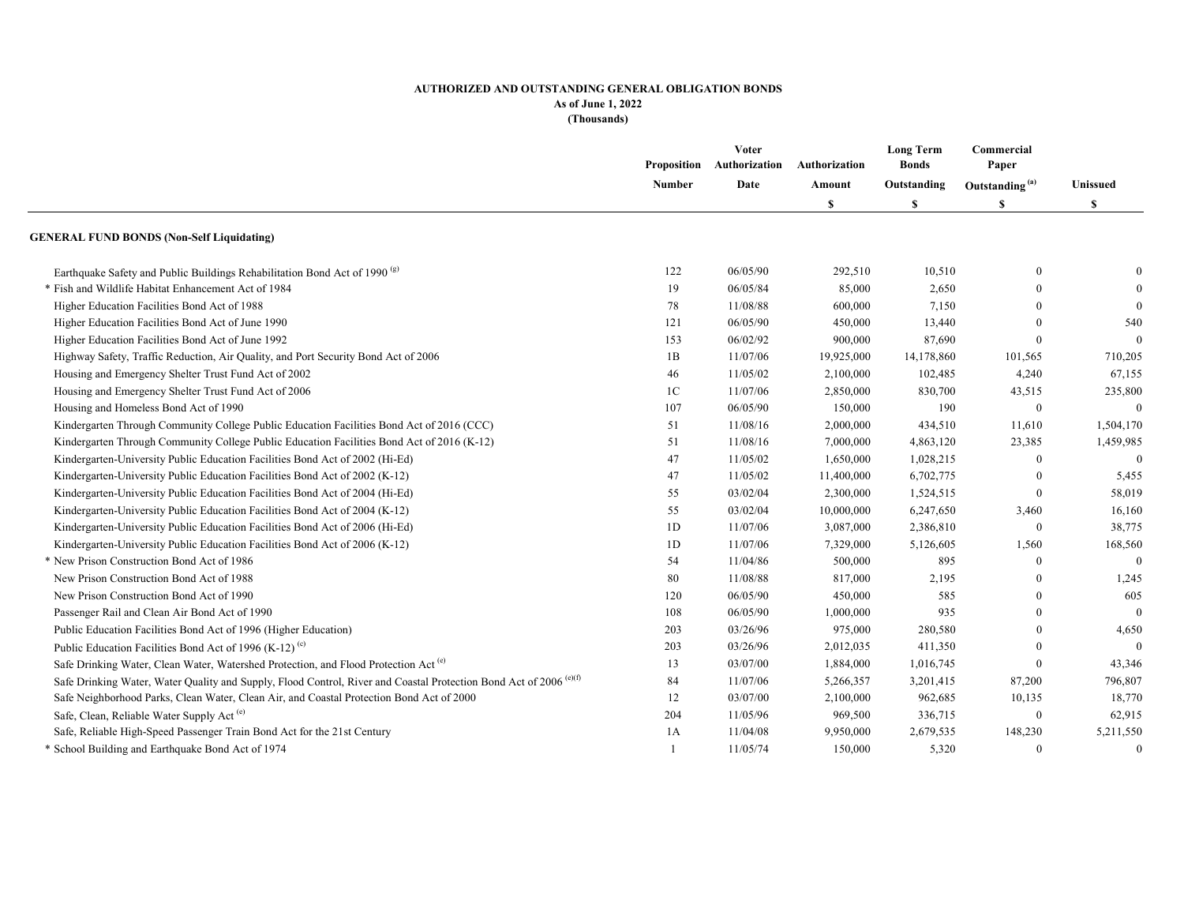# AUTHORIZED AND OUTSTANDING GENERAL OBLIGATION BONDS

**As of June 1, 2022**

**(Thousands)**

| | Proposition Number | Voter Authorization Date | Authorization Amount $ | Long Term Bonds Outstanding $ | Commercial Paper Outstanding [a] $ | Unissued $ |
|---|---|---|---|---|---|---|
| **GENERAL FUND BONDS (Non-Self Liquidating)** | | | | | | |
| Earthquake Safety and Public Buildings Rehabilitation Bond Act of 1990 [g] | 122 | 06/05/90 | 292,510 | 10,510 | 0 | 0 |
| * Fish and Wildlife Habitat Enhancement Act of 1984 | 19 | 06/05/84 | 85,000 | 2,650 | 0 | 0 |
| Higher Education Facilities Bond Act of 1988 | 78 | 11/08/88 | 600,000 | 7,150 | 0 | 0 |
| Higher Education Facilities Bond Act of June 1990 | 121 | 06/05/90 | 450,000 | 13,440 | 0 | 540 |
| Higher Education Facilities Bond Act of June 1992 | 153 | 06/02/92 | 900,000 | 87,690 | 0 | 0 |
| Highway Safety, Traffic Reduction, Air Quality, and Port Security Bond Act of 2006 | 1B | 11/07/06 | 19,925,000 | 14,178,860 | 101,565 | 710,205 |
| Housing and Emergency Shelter Trust Fund Act of 2002 | 46 | 11/05/02 | 2,100,000 | 102,485 | 4,240 | 67,155 |
| Housing and Emergency Shelter Trust Fund Act of 2006 | 1C | 11/07/06 | 2,850,000 | 830,700 | 43,515 | 235,800 |
| Housing and Homeless Bond Act of 1990 | 107 | 06/05/90 | 150,000 | 190 | 0 | 0 |
| Kindergarten Through Community College Public Education Facilities Bond Act of 2016 (CCC) | 51 | 11/08/16 | 2,000,000 | 434,510 | 11,610 | 1,504,170 |
| Kindergarten Through Community College Public Education Facilities Bond Act of 2016 (K-12) | 51 | 11/08/16 | 7,000,000 | 4,863,120 | 23,385 | 1,459,985 |
| Kindergarten-University Public Education Facilities Bond Act of 2002 (Hi-Ed) | 47 | 11/05/02 | 1,650,000 | 1,028,215 | 0 | 0 |
| Kindergarten-University Public Education Facilities Bond Act of 2002 (K-12) | 47 | 11/05/02 | 11,400,000 | 6,702,775 | 0 | 5,455 |
| Kindergarten-University Public Education Facilities Bond Act of 2004 (Hi-Ed) | 55 | 03/02/04 | 2,300,000 | 1,524,515 | 0 | 58,019 |
| Kindergarten-University Public Education Facilities Bond Act of 2004 (K-12) | 55 | 03/02/04 | 10,000,000 | 6,247,650 | 3,460 | 16,160 |
| Kindergarten-University Public Education Facilities Bond Act of 2006 (Hi-Ed) | 1D | 11/07/06 | 3,087,000 | 2,386,810 | 0 | 38,775 |
| Kindergarten-University Public Education Facilities Bond Act of 2006 (K-12) | 1D | 11/07/06 | 7,329,000 | 5,126,605 | 1,560 | 168,560 |
| * New Prison Construction Bond Act of 1986 | 54 | 11/04/86 | 500,000 | 895 | 0 | 0 |
| New Prison Construction Bond Act of 1988 | 80 | 11/08/88 | 817,000 | 2,195 | 0 | 1,245 |
| New Prison Construction Bond Act of 1990 | 120 | 06/05/90 | 450,000 | 585 | 0 | 605 |
| Passenger Rail and Clean Air Bond Act of 1990 | 108 | 06/05/90 | 1,000,000 | 935 | 0 | 0 |
| Public Education Facilities Bond Act of 1996 (Higher Education) | 203 | 03/26/96 | 975,000 | 280,580 | 0 | 4,650 |
| Public Education Facilities Bond Act of 1996 (K-12) [c] | 203 | 03/26/96 | 2,012,035 | 411,350 | 0 | 0 |
| Safe Drinking Water, Clean Water, Watershed Protection, and Flood Protection Act [e] | 13 | 03/07/00 | 1,884,000 | 1,016,745 | 0 | 43,346 |
| Safe Drinking Water, Water Quality and Supply, Flood Control, River and Coastal Protection Bond Act of 2006 [e][f] | 84 | 11/07/06 | 5,266,357 | 3,201,415 | 87,200 | 796,807 |
| Safe Neighborhood Parks, Clean Water, Clean Air, and Coastal Protection Bond Act of 2000 | 12 | 03/07/00 | 2,100,000 | 962,685 | 10,135 | 18,770 |
| Safe, Clean, Reliable Water Supply Act [e] | 204 | 11/05/96 | 969,500 | 336,715 | 0 | 62,915 |
| Safe, Reliable High-Speed Passenger Train Bond Act for the 21st Century | 1A | 11/04/08 | 9,950,000 | 2,679,535 | 148,230 | 5,211,550 |
| * School Building and Earthquake Bond Act of 1974 | 1 | 11/05/74 | 150,000 | 5,320 | 0 | 0 |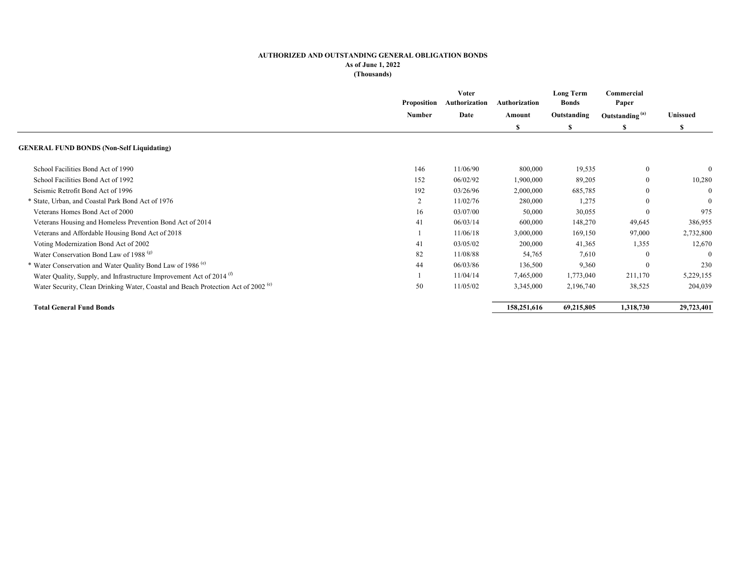**AUTHORIZED AND OUTSTANDING GENERAL OBLIGATION BONDS**
**As of June 1, 2022**
**(Thousands)**

| | Proposition Number | Voter Authorization Date | Authorization Amount $ | Long Term Bonds Outstanding $ | Commercial Paper Outstanding [a] $ | Unissued $ |
|---|---|---|---|---|---|---|
| **GENERAL FUND BONDS (Non-Self Liquidating)** | | | | | | |
| School Facilities Bond Act of 1990 | 146 | 11/06/90 | 800,000 | 19,535 | 0 | 0 |
| School Facilities Bond Act of 1992 | 152 | 06/02/92 | 1,900,000 | 89,205 | 0 | 10,280 |
| Seismic Retrofit Bond Act of 1996 | 192 | 03/26/96 | 2,000,000 | 685,785 | 0 | 0 |
| * State, Urban, and Coastal Park Bond Act of 1976 | 2 | 11/02/76 | 280,000 | 1,275 | 0 | 0 |
| Veterans Homes Bond Act of 2000 | 16 | 03/07/00 | 50,000 | 30,055 | 0 | 975 |
| Veterans Housing and Homeless Prevention Bond Act of 2014 | 41 | 06/03/14 | 600,000 | 148,270 | 49,645 | 386,955 |
| Veterans and Affordable Housing Bond Act of 2018 | 1 | 11/06/18 | 3,000,000 | 169,150 | 97,000 | 2,732,800 |
| Voting Modernization Bond Act of 2002 | 41 | 03/05/02 | 200,000 | 41,365 | 1,355 | 12,670 |
| Water Conservation Bond Law of 1988 [g] | 82 | 11/08/88 | 54,765 | 7,610 | 0 | 0 |
| * Water Conservation and Water Quality Bond Law of 1986 [e] | 44 | 06/03/86 | 136,500 | 9,360 | 0 | 230 |
| Water Quality, Supply, and Infrastructure Improvement Act of 2014 [f] | 1 | 11/04/14 | 7,465,000 | 1,773,040 | 211,170 | 5,229,155 |
| Water Security, Clean Drinking Water, Coastal and Beach Protection Act of 2002 [e] | 50 | 11/05/02 | 3,345,000 | 2,196,740 | 38,525 | 204,039 |
| **Total General Fund Bonds** | | | **158,251,616** | **69,215,805** | **1,318,730** | **29,723,401** |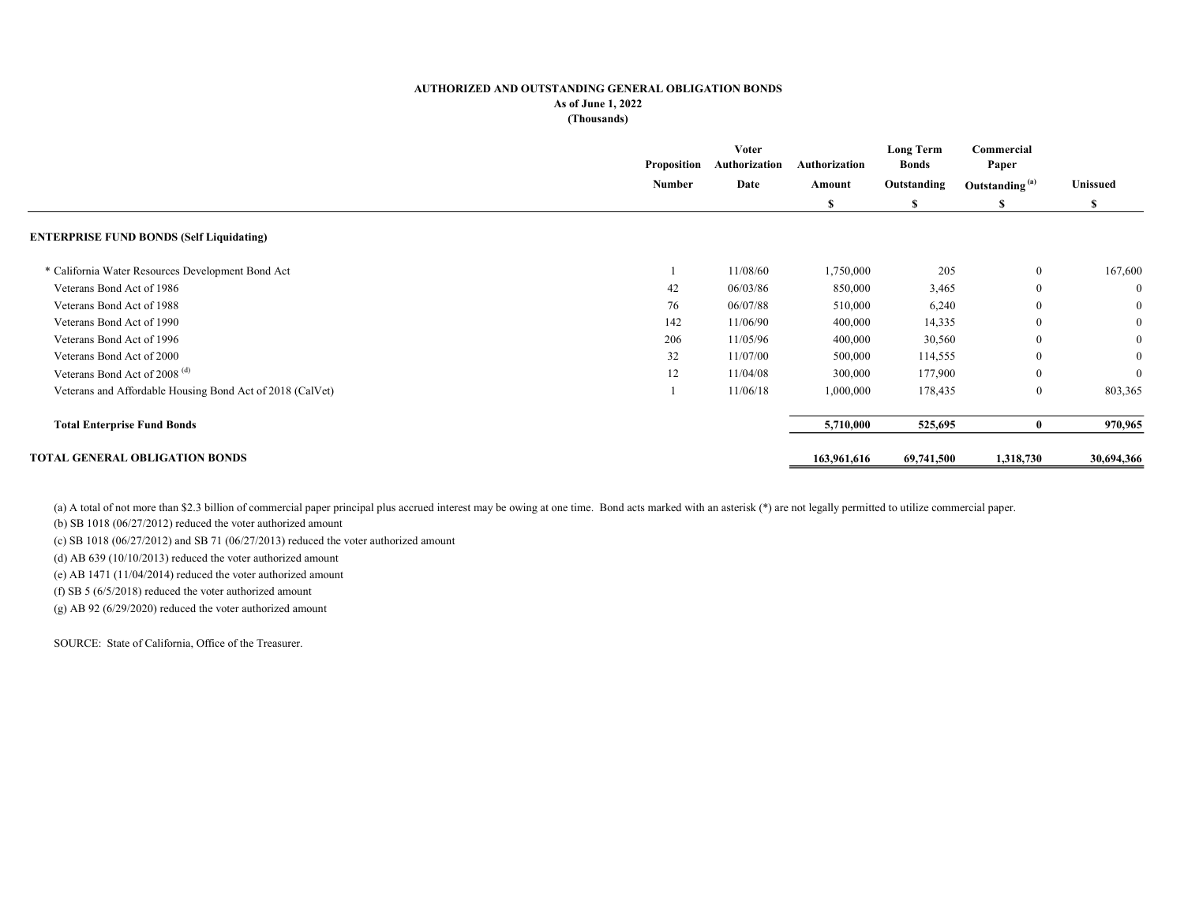**AUTHORIZED AND OUTSTANDING GENERAL OBLIGATION BONDS**
**As of June 1, 2022**
**(Thousands)**

| | Proposition Number | Voter Authorization Date | Authorization Amount $ | Long Term Bonds Outstanding $ | Commercial Paper Outstanding [(a)] $ | Unissued $ |
|---|---|---|---|---|---|---|
| **ENTERPRISE FUND BONDS (Self Liquidating)** | | | | | | |
| * California Water Resources Development Bond Act | 1 | 11/08/60 | 1,750,000 | 205 | 0 | 167,600 |
| Veterans Bond Act of 1986 | 42 | 06/03/86 | 850,000 | 3,465 | 0 | 0 |
| Veterans Bond Act of 1988 | 76 | 06/07/88 | 510,000 | 6,240 | 0 | 0 |
| Veterans Bond Act of 1990 | 142 | 11/06/90 | 400,000 | 14,335 | 0 | 0 |
| Veterans Bond Act of 1996 | 206 | 11/05/96 | 400,000 | 30,560 | 0 | 0 |
| Veterans Bond Act of 2000 | 32 | 11/07/00 | 500,000 | 114,555 | 0 | 0 |
| Veterans Bond Act of 2008 [(d)] | 12 | 11/04/08 | 300,000 | 177,900 | 0 | 0 |
| Veterans and Affordable Housing Bond Act of 2018 (CalVet) | 1 | 11/06/18 | 1,000,000 | 178,435 | 0 | 803,365 |
| **Total Enterprise Fund Bonds** | | | **5,710,000** | **525,695** | **0** | **970,965** |
| **TOTAL GENERAL OBLIGATION BONDS** | | | **163,961,616** | **69,741,500** | **1,318,730** | **30,694,366** |

(a) A total of not more than $2.3 billion of commercial paper principal plus accrued interest may be owing at one time. Bond acts marked with an asterisk (*) are not legally permitted to utilize commercial paper.

(b) SB 1018 (06/27/2012) reduced the voter authorized amount

(c) SB 1018 (06/27/2012) and SB 71 (06/27/2013) reduced the voter authorized amount

(d) AB 639 (10/10/2013) reduced the voter authorized amount

(e) AB 1471 (11/04/2014) reduced the voter authorized amount

(f) SB 5 (6/5/2018) reduced the voter authorized amount

(g) AB 92 (6/29/2020) reduced the voter authorized amount

SOURCE: State of California, Office of the Treasurer.